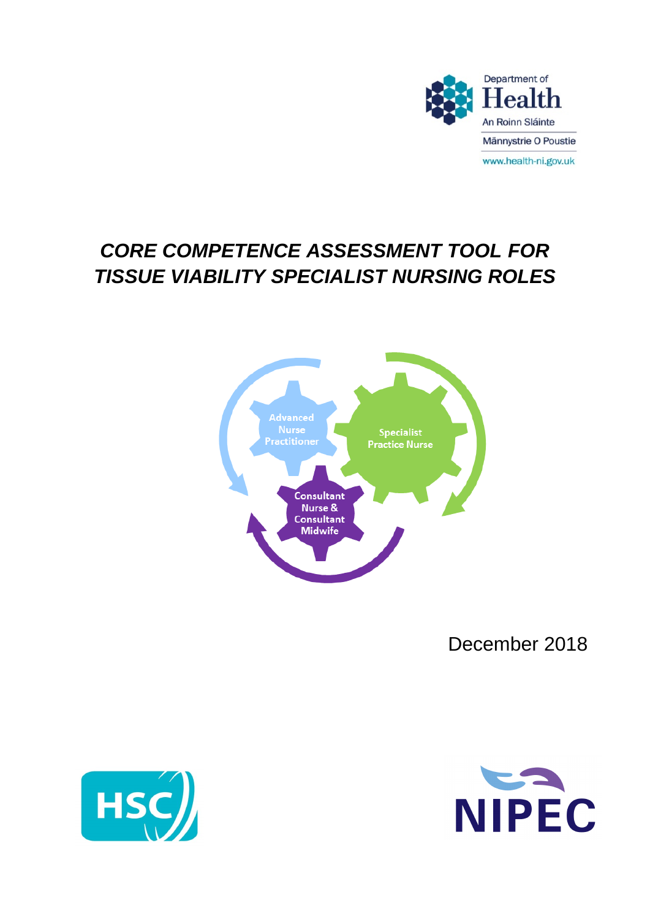Department of Health

An Roinn Sláinte

Männystrie O Poustie

www.health-ni.gov.uk

# *CORE COMPETENCE ASSESSMENT TOOL FOR TISSUE VIABILITY SPECIALIST NURSING ROLES*

Advanced Nurse Practitioner

Specialist Practice Nurse

Consultant Nurse & Consultant Midwife

December 2018

HSC

NIPEC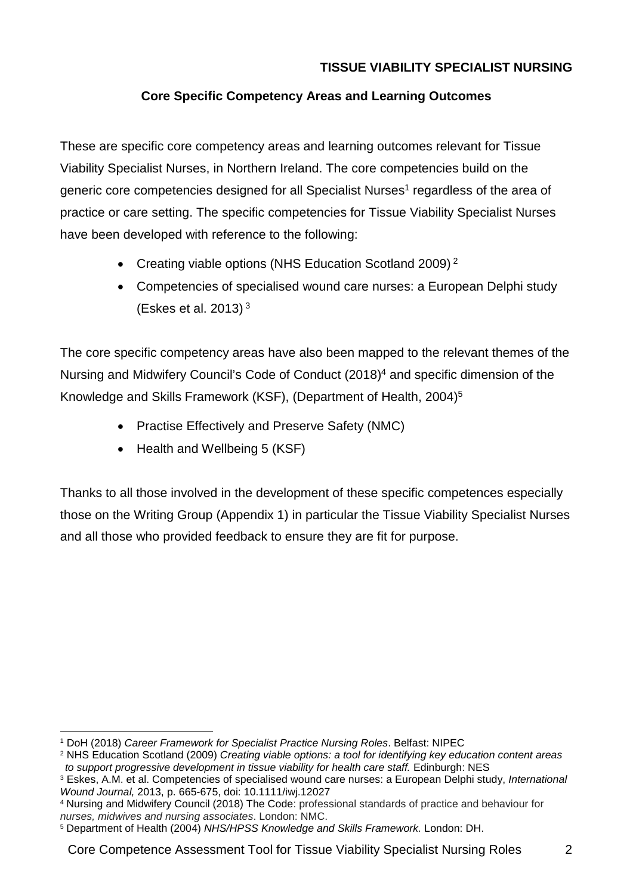**TISSUE VIABILITY SPECIALIST NURSING**

**Core Specific Competency Areas and Learning Outcomes**

These are specific core competency areas and learning outcomes relevant for Tissue Viability Specialist Nurses, in Northern Ireland. The core competencies build on the generic core competencies designed for all Specialist Nurses[1] regardless of the area of practice or care setting. The specific competencies for Tissue Viability Specialist Nurses have been developed with reference to the following:

- Creating viable options (NHS Education Scotland 2009) [2]
- Competencies of specialised wound care nurses: a European Delphi study (Eskes et al. 2013) [3]

The core specific competency areas have also been mapped to the relevant themes of the Nursing and Midwifery Council's Code of Conduct (2018)[4] and specific dimension of the Knowledge and Skills Framework (KSF), (Department of Health, 2004)[5]

- Practise Effectively and Preserve Safety (NMC)
- Health and Wellbeing 5 (KSF)

Thanks to all those involved in the development of these specific competences especially those on the Writing Group (Appendix 1) in particular the Tissue Viability Specialist Nurses and all those who provided feedback to ensure they are fit for purpose.

---

[1] DoH (2018) *Career Framework for Specialist Practice Nursing Roles*. Belfast: NIPEC

[2] NHS Education Scotland (2009) *Creating viable options: a tool for identifying key education content areas to support progressive development in tissue viability for health care staff.* Edinburgh: NES

[3] Eskes, A.M. et al. Competencies of specialised wound care nurses: a European Delphi study, *International Wound Journal,* 2013, p. 665-675, doi: 10.1111/iwj.12027

[4] Nursing and Midwifery Council (2018) The Code: professional standards of practice and behaviour for *nurses, midwives and nursing associates*. London: NMC.

[5] Department of Health (2004) *NHS/HPSS Knowledge and Skills Framework.* London: DH.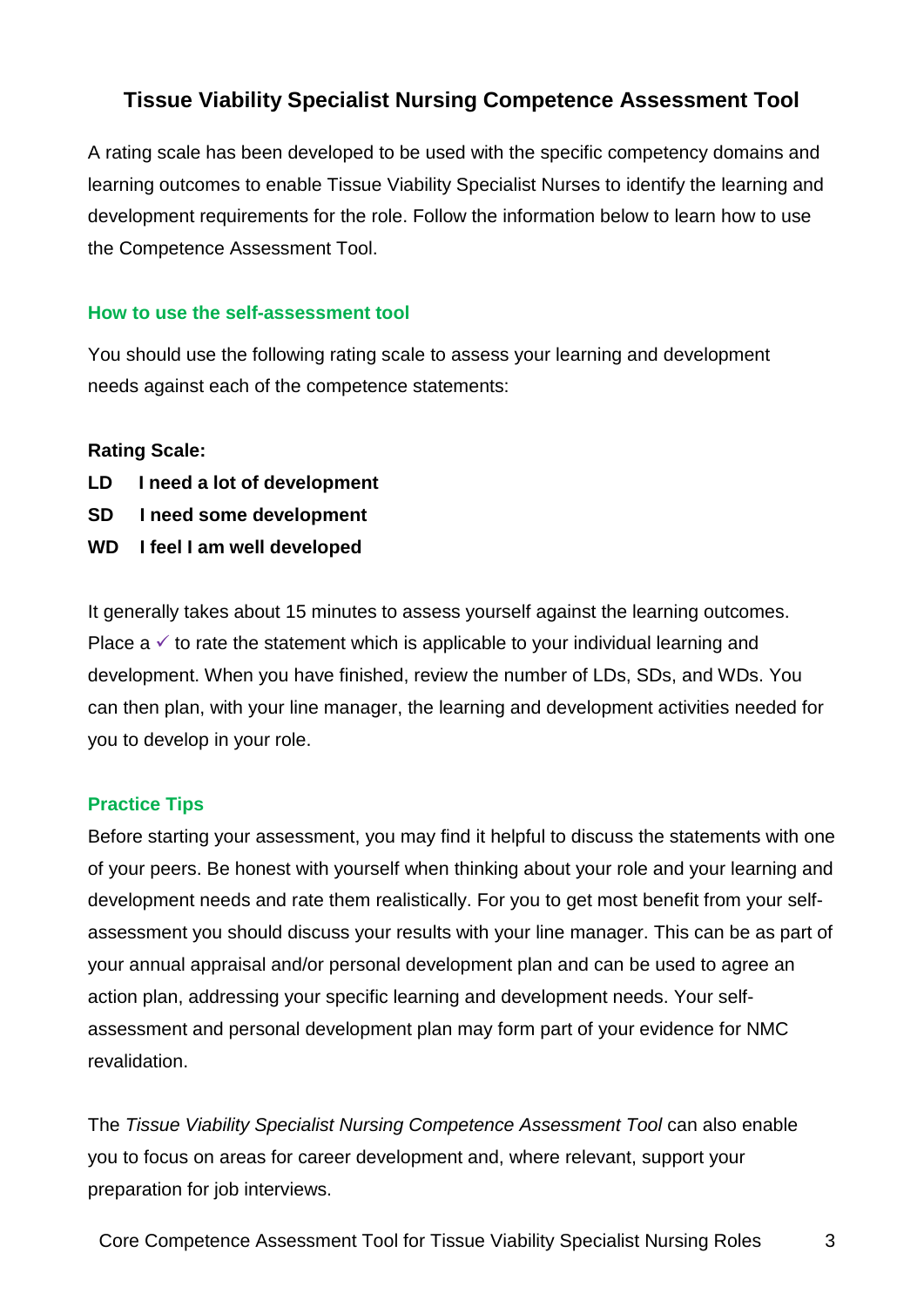# Tissue Viability Specialist Nursing Competence Assessment Tool

A rating scale has been developed to be used with the specific competency domains and learning outcomes to enable Tissue Viability Specialist Nurses to identify the learning and development requirements for the role. Follow the information below to learn how to use the Competence Assessment Tool.

## How to use the self-assessment tool

You should use the following rating scale to assess your learning and development needs against each of the competence statements:

**Rating Scale:**

**LD I need a lot of development**

**SD I need some development**

**WD I feel I am well developed**

It generally takes about 15 minutes to assess yourself against the learning outcomes. Place a ✓ to rate the statement which is applicable to your individual learning and development. When you have finished, review the number of LDs, SDs, and WDs. You can then plan, with your line manager, the learning and development activities needed for you to develop in your role.

## Practice Tips

Before starting your assessment, you may find it helpful to discuss the statements with one of your peers. Be honest with yourself when thinking about your role and your learning and development needs and rate them realistically. For you to get most benefit from your self-assessment you should discuss your results with your line manager. This can be as part of your annual appraisal and/or personal development plan and can be used to agree an action plan, addressing your specific learning and development needs. Your self-assessment and personal development plan may form part of your evidence for NMC revalidation.

The *Tissue Viability Specialist Nursing Competence Assessment Tool* can also enable you to focus on areas for career development and, where relevant, support your preparation for job interviews.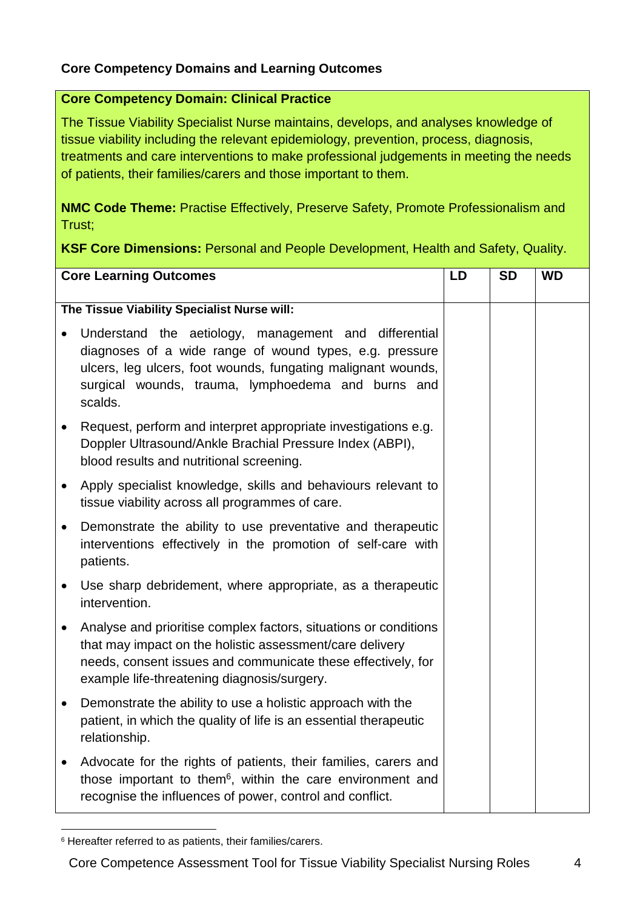## Core Competency Domains and Learning Outcomes

**Core Competency Domain: Clinical Practice**

The Tissue Viability Specialist Nurse maintains, develops, and analyses knowledge of tissue viability including the relevant epidemiology, prevention, process, diagnosis, treatments and care interventions to make professional judgements in meeting the needs of patients, their families/carers and those important to them.

**NMC Code Theme:** Practise Effectively, Preserve Safety, Promote Professionalism and Trust;

**KSF Core Dimensions:** Personal and People Development, Health and Safety, Quality.

| Core Learning Outcomes | LD | SD | WD |
|---|---|---|---|
| **The Tissue Viability Specialist Nurse will:** | | | |
| • Understand the aetiology, management and differential diagnoses of a wide range of wound types, e.g. pressure ulcers, leg ulcers, foot wounds, fungating malignant wounds, surgical wounds, trauma, lymphoedema and burns and scalds. | | | |
| • Request, perform and interpret appropriate investigations e.g. Doppler Ultrasound/Ankle Brachial Pressure Index (ABPI), blood results and nutritional screening. | | | |
| • Apply specialist knowledge, skills and behaviours relevant to tissue viability across all programmes of care. | | | |
| • Demonstrate the ability to use preventative and therapeutic interventions effectively in the promotion of self-care with patients. | | | |
| • Use sharp debridement, where appropriate, as a therapeutic intervention. | | | |
| • Analyse and prioritise complex factors, situations or conditions that may impact on the holistic assessment/care delivery needs, consent issues and communicate these effectively, for example life-threatening diagnosis/surgery. | | | |
| • Demonstrate the ability to use a holistic approach with the patient, in which the quality of life is an essential therapeutic relationship. | | | |
| • Advocate for the rights of patients, their families, carers and those important to them[6], within the care environment and recognise the influences of power, control and conflict. | | | |

[6] Hereafter referred to as patients, their families/carers.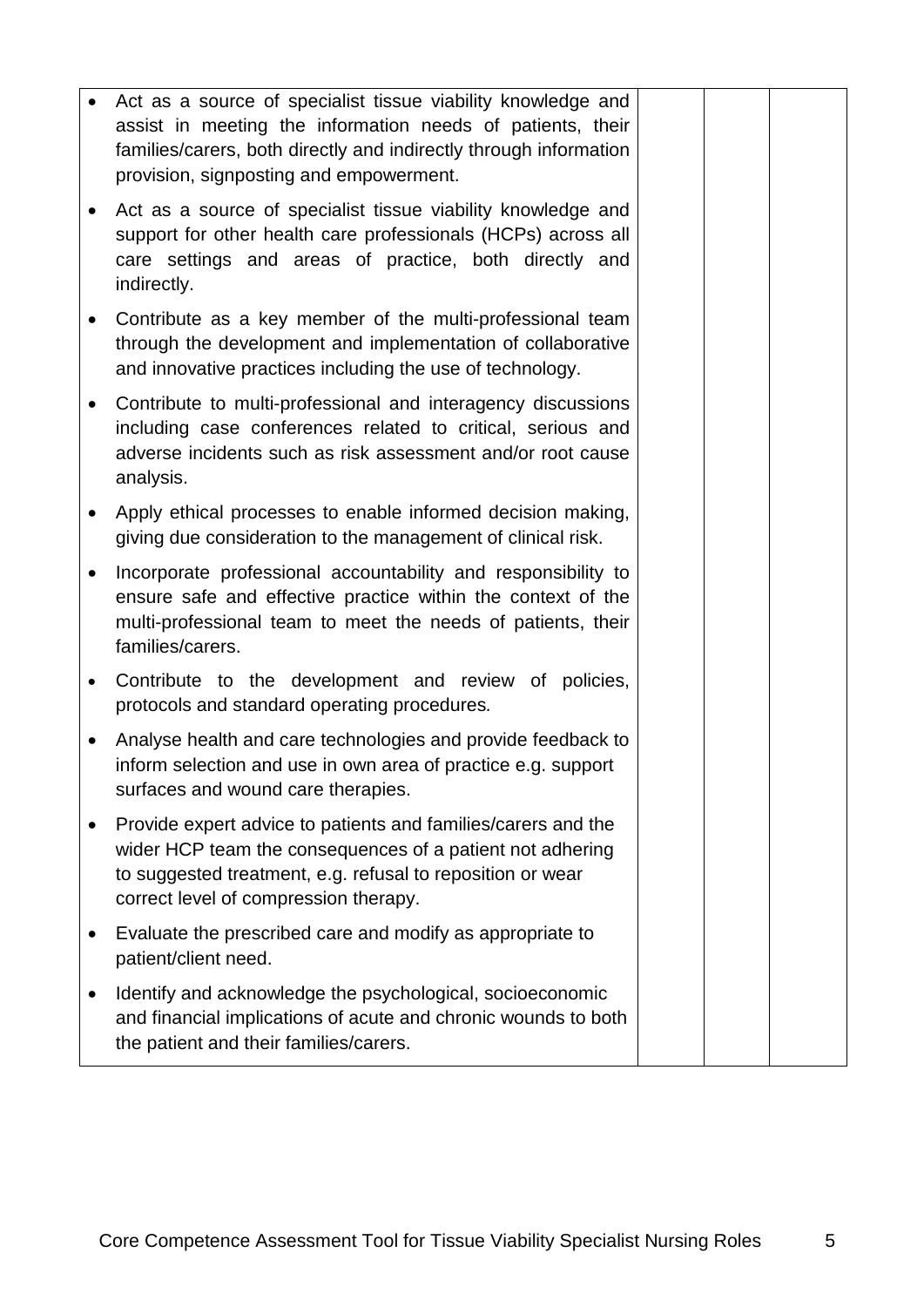| | | | |
|---|---|---|---|
| • Act as a source of specialist tissue viability knowledge and assist in meeting the information needs of patients, their families/carers, both directly and indirectly through information provision, signposting and empowerment.<br><br>• Act as a source of specialist tissue viability knowledge and support for other health care professionals (HCPs) across all care settings and areas of practice, both directly and indirectly.<br><br>• Contribute as a key member of the multi-professional team through the development and implementation of collaborative and innovative practices including the use of technology.<br><br>• Contribute to multi-professional and interagency discussions including case conferences related to critical, serious and adverse incidents such as risk assessment and/or root cause analysis.<br><br>• Apply ethical processes to enable informed decision making, giving due consideration to the management of clinical risk.<br><br>• Incorporate professional accountability and responsibility to ensure safe and effective practice within the context of the multi-professional team to meet the needs of patients, their families/carers.<br><br>• Contribute to the development and review of policies, protocols and standard operating procedures.<br><br>• Analyse health and care technologies and provide feedback to inform selection and use in own area of practice e.g. support surfaces and wound care therapies.<br><br>• Provide expert advice to patients and families/carers and the wider HCP team the consequences of a patient not adhering to suggested treatment, e.g. refusal to reposition or wear correct level of compression therapy.<br><br>• Evaluate the prescribed care and modify as appropriate to patient/client need.<br><br>• Identify and acknowledge the psychological, socioeconomic and financial implications of acute and chronic wounds to both the patient and their families/carers. | | | |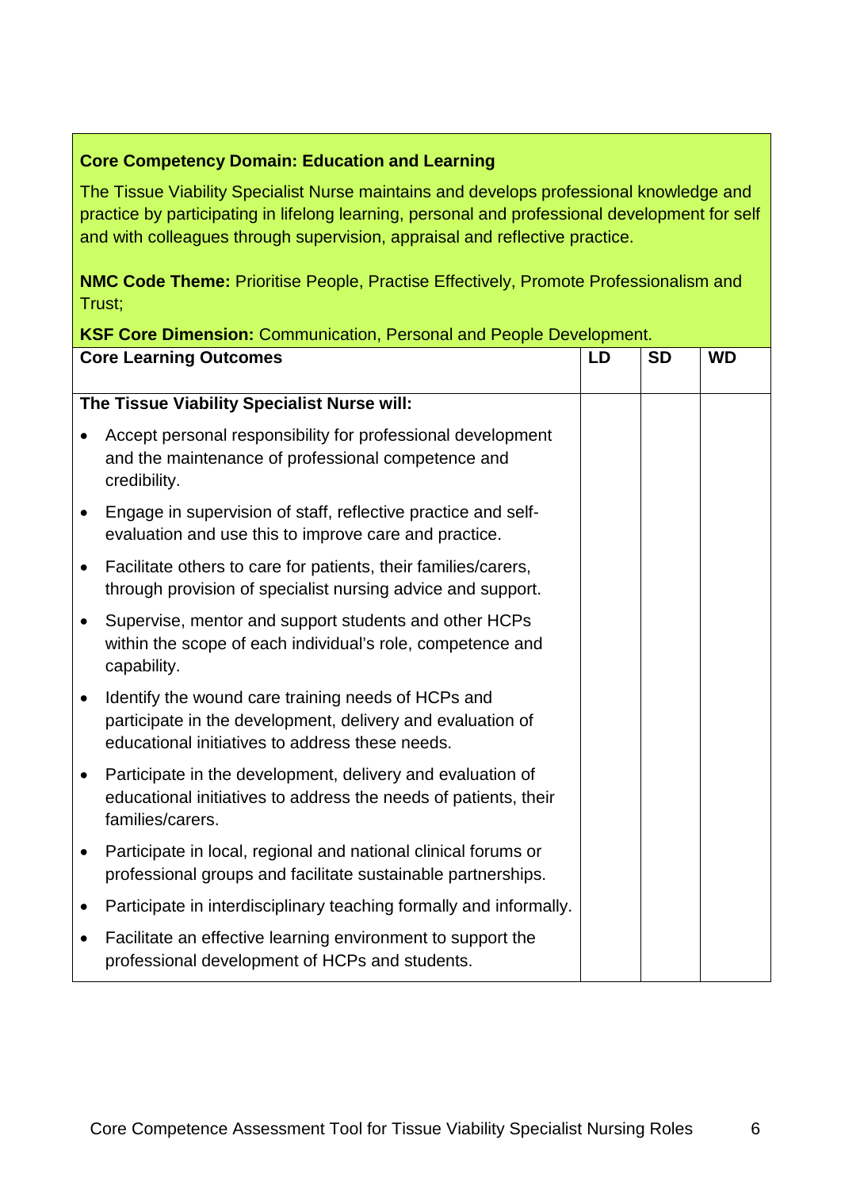**Core Competency Domain: Education and Learning**

The Tissue Viability Specialist Nurse maintains and develops professional knowledge and practice by participating in lifelong learning, personal and professional development for self and with colleagues through supervision, appraisal and reflective practice.

**NMC Code Theme:** Prioritise People, Practise Effectively, Promote Professionalism and Trust;

**KSF Core Dimension:** Communication, Personal and People Development.

| Core Learning Outcomes | LD | SD | WD |
|---|---|---|---|
| **The Tissue Viability Specialist Nurse will:** | | | |
| • Accept personal responsibility for professional development and the maintenance of professional competence and credibility. | | | |
| • Engage in supervision of staff, reflective practice and self-evaluation and use this to improve care and practice. | | | |
| • Facilitate others to care for patients, their families/carers, through provision of specialist nursing advice and support. | | | |
| • Supervise, mentor and support students and other HCPs within the scope of each individual's role, competence and capability. | | | |
| • Identify the wound care training needs of HCPs and participate in the development, delivery and evaluation of educational initiatives to address these needs. | | | |
| • Participate in the development, delivery and evaluation of educational initiatives to address the needs of patients, their families/carers. | | | |
| • Participate in local, regional and national clinical forums or professional groups and facilitate sustainable partnerships. | | | |
| • Participate in interdisciplinary teaching formally and informally. | | | |
| • Facilitate an effective learning environment to support the professional development of HCPs and students. | | | |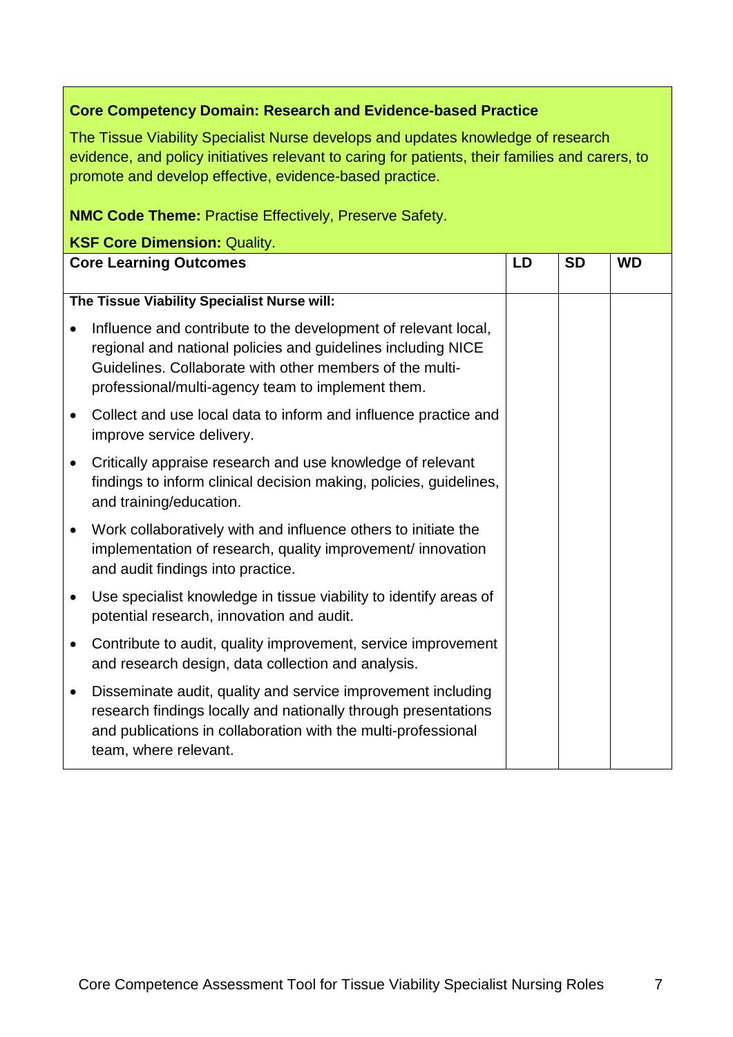**Core Competency Domain: Research and Evidence-based Practice**

The Tissue Viability Specialist Nurse develops and updates knowledge of research evidence, and policy initiatives relevant to caring for patients, their families and carers, to promote and develop effective, evidence-based practice.

**NMC Code Theme:** Practise Effectively, Preserve Safety.

**KSF Core Dimension:** Quality.

| Core Learning Outcomes | LD | SD | WD |
|---|---|---|---|
| **The Tissue Viability Specialist Nurse will:** | | | |
| • Influence and contribute to the development of relevant local, regional and national policies and guidelines including NICE Guidelines. Collaborate with other members of the multi-professional/multi-agency team to implement them. | | | |
| • Collect and use local data to inform and influence practice and improve service delivery. | | | |
| • Critically appraise research and use knowledge of relevant findings to inform clinical decision making, policies, guidelines, and training/education. | | | |
| • Work collaboratively with and influence others to initiate the implementation of research, quality improvement/ innovation and audit findings into practice. | | | |
| • Use specialist knowledge in tissue viability to identify areas of potential research, innovation and audit. | | | |
| • Contribute to audit, quality improvement, service improvement and research design, data collection and analysis. | | | |
| • Disseminate audit, quality and service improvement including research findings locally and nationally through presentations and publications in collaboration with the multi-professional team, where relevant. | | | |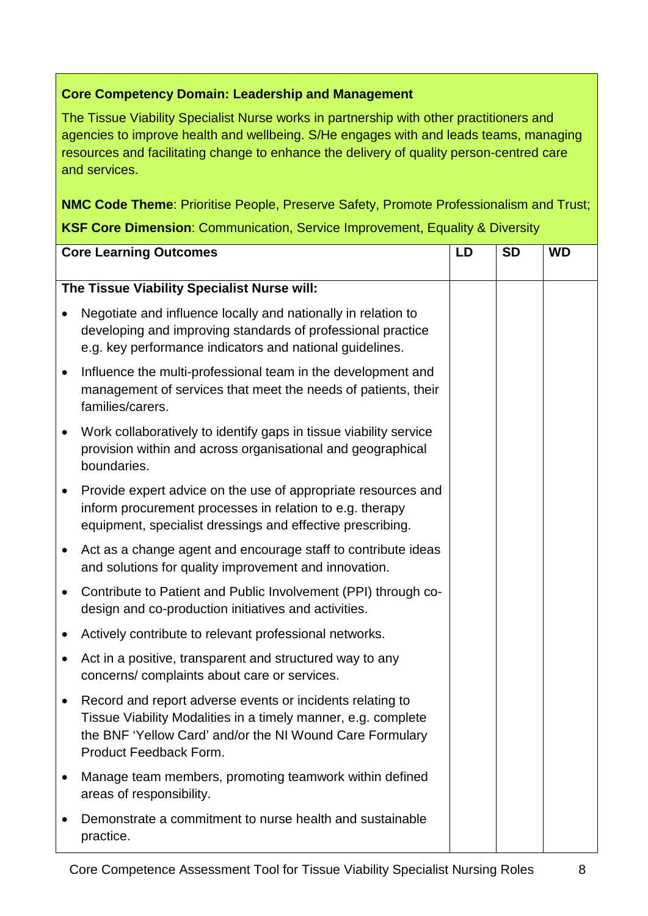**Core Competency Domain: Leadership and Management**

The Tissue Viability Specialist Nurse works in partnership with other practitioners and agencies to improve health and wellbeing. S/He engages with and leads teams, managing resources and facilitating change to enhance the delivery of quality person-centred care and services.

**NMC Code Theme**: Prioritise People, Preserve Safety, Promote Professionalism and Trust;

**KSF Core Dimension**: Communication, Service Improvement, Equality & Diversity

| Core Learning Outcomes | LD | SD | WD |
|---|---|---|---|
| **The Tissue Viability Specialist Nurse will:** | | | |
| • Negotiate and influence locally and nationally in relation to developing and improving standards of professional practice e.g. key performance indicators and national guidelines. | | | |
| • Influence the multi-professional team in the development and management of services that meet the needs of patients, their families/carers. | | | |
| • Work collaboratively to identify gaps in tissue viability service provision within and across organisational and geographical boundaries. | | | |
| • Provide expert advice on the use of appropriate resources and inform procurement processes in relation to e.g. therapy equipment, specialist dressings and effective prescribing. | | | |
| • Act as a change agent and encourage staff to contribute ideas and solutions for quality improvement and innovation. | | | |
| • Contribute to Patient and Public Involvement (PPI) through co-design and co-production initiatives and activities. | | | |
| • Actively contribute to relevant professional networks. | | | |
| • Act in a positive, transparent and structured way to any concerns/ complaints about care or services. | | | |
| • Record and report adverse events or incidents relating to Tissue Viability Modalities in a timely manner, e.g. complete the BNF 'Yellow Card' and/or the NI Wound Care Formulary Product Feedback Form. | | | |
| • Manage team members, promoting teamwork within defined areas of responsibility. | | | |
| • Demonstrate a commitment to nurse health and sustainable practice. | | | |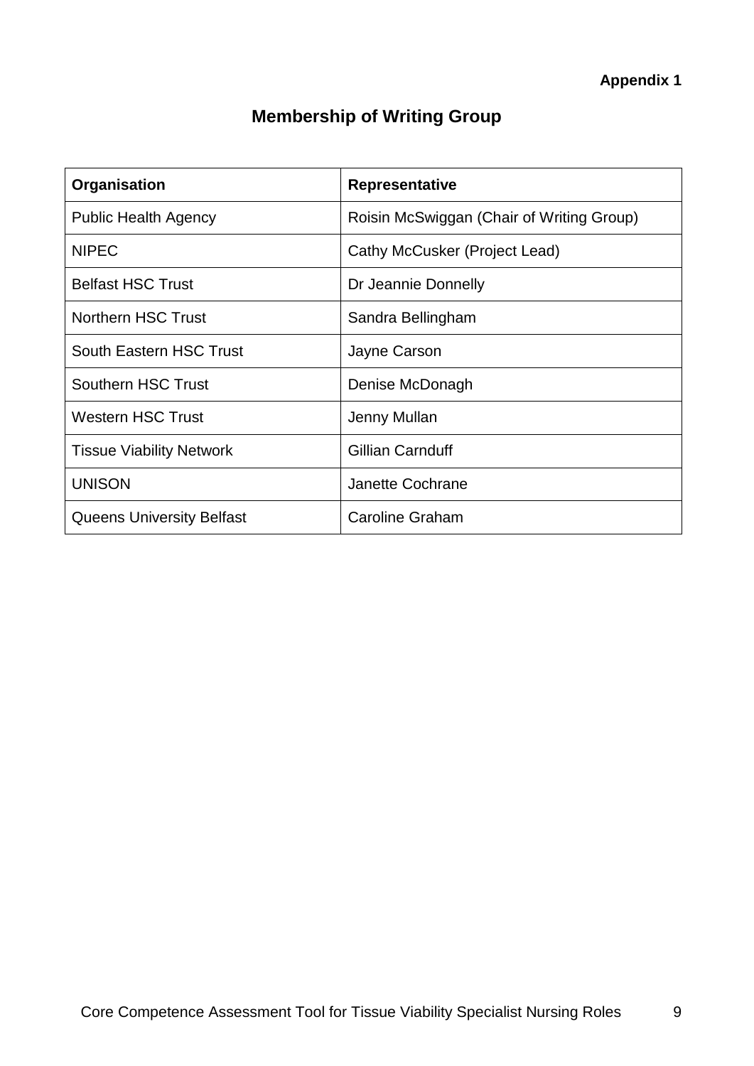**Appendix 1**

## Membership of Writing Group

| Organisation | Representative |
|---|---|
| Public Health Agency | Roisin McSwiggan (Chair of Writing Group) |
| NIPEC | Cathy McCusker (Project Lead) |
| Belfast HSC Trust | Dr Jeannie Donnelly |
| Northern HSC Trust | Sandra Bellingham |
| South Eastern HSC Trust | Jayne Carson |
| Southern HSC Trust | Denise McDonagh |
| Western HSC Trust | Jenny Mullan |
| Tissue Viability Network | Gillian Carnduff |
| UNISON | Janette Cochrane |
| Queens University Belfast | Caroline Graham |